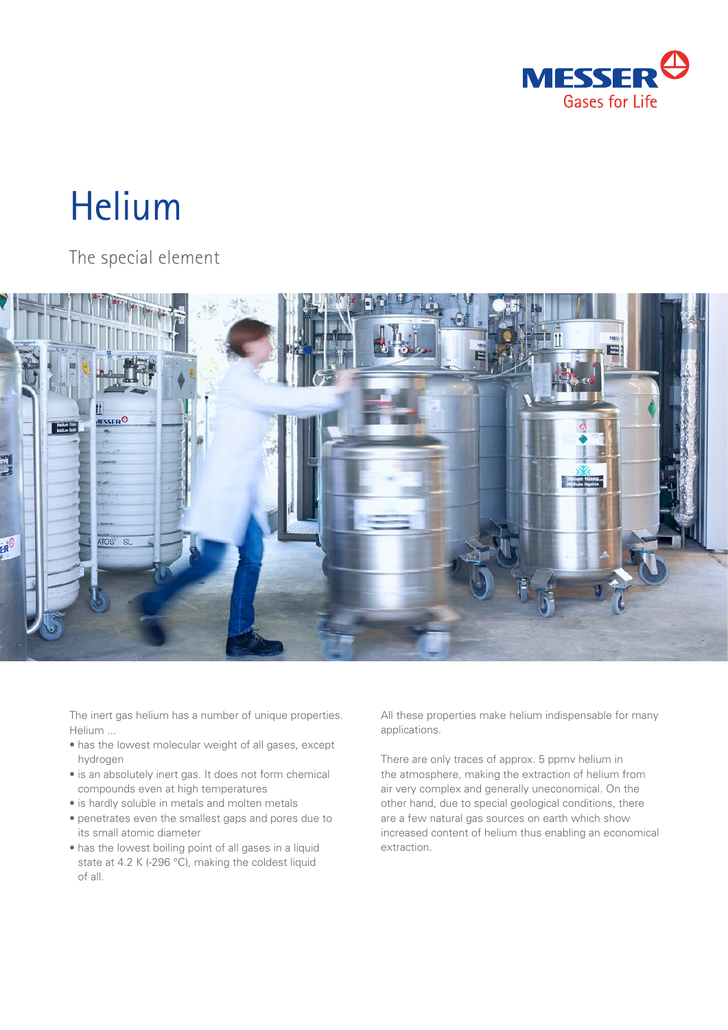# Helium

## The special element

The inert gas helium has a number of unique properties. Helium ...

- has the lowest molecular weight of all gases, except hydrogen
- is an absolutely inert gas. It does not form chemical compounds even at high temperatures
- is hardly soluble in metals and molten metals
- penetrates even the smallest gaps and pores due to its small atomic diameter
- has the lowest boiling point of all gases in a liquid state at 4.2 K (-296 °C), making the coldest liquid of all.

All these properties make helium indispensable for many applications.

There are only traces of approx. 5 ppmv helium in the atmosphere, making the extraction of helium from air very complex and generally uneconomical. On the other hand, due to special geological conditions, there are a few natural gas sources on earth which show increased content of helium thus enabling an economical extraction.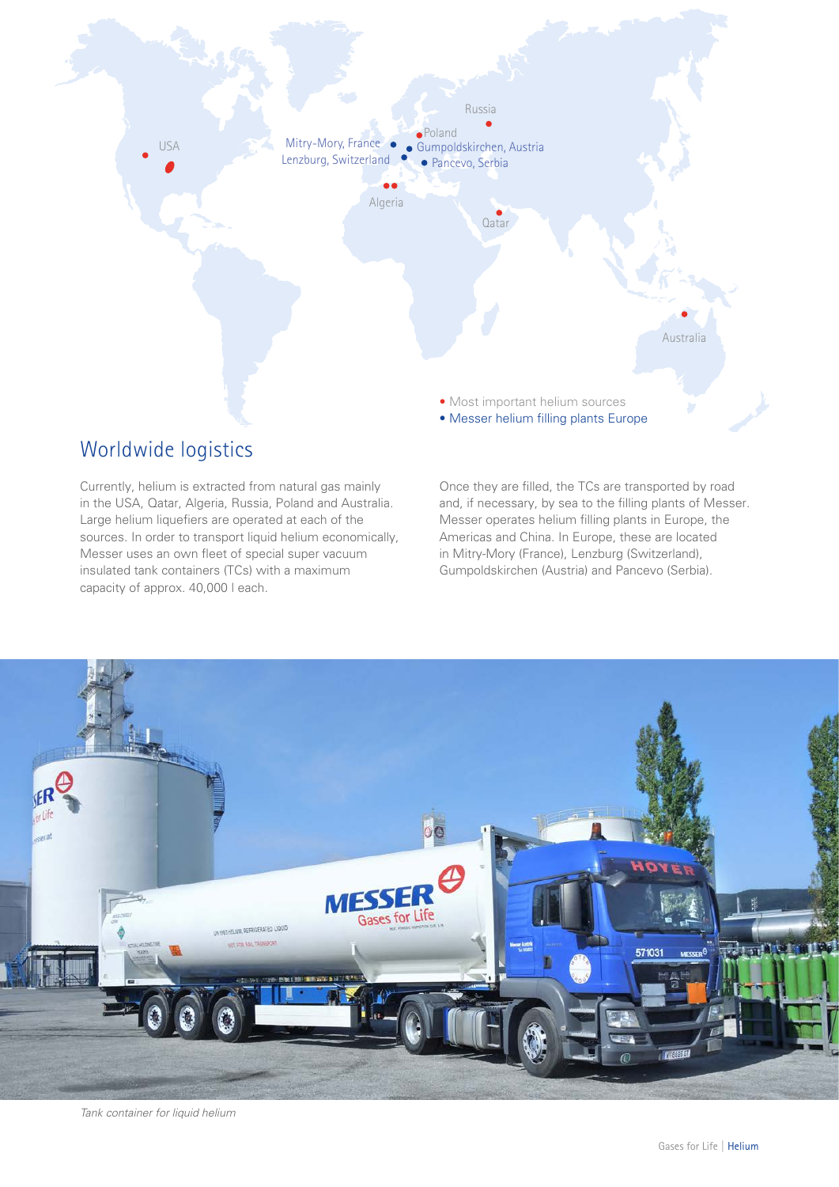## Worldwide logistics

Currently, helium is extracted from natural gas mainly in the USA, Qatar, Algeria, Russia, Poland and Australia. Large helium liquefiers are operated at each of the sources. In order to transport liquid helium economically, Messer uses an own fleet of special super vacuum insulated tank containers (TCs) with a maximum capacity of approx. 40,000 l each.

Once they are filled, the TCs are transported by road and, if necessary, by sea to the filling plants of Messer. Messer operates helium filling plants in Europe, the Americas and China. In Europe, these are located in Mitry-Mory (France), Lenzburg (Switzerland), Gumpoldskirchen (Austria) and Pancevo (Serbia).

*Tank container for liquid helium*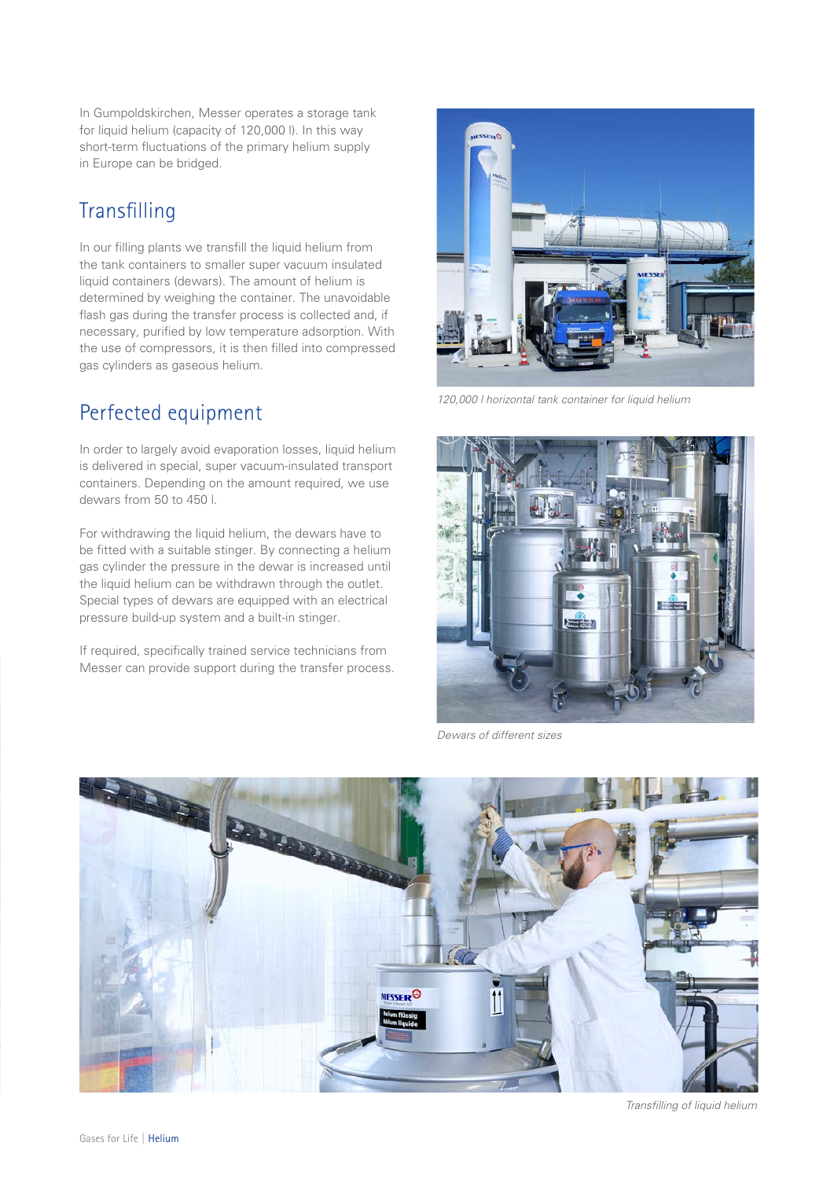In Gumpoldskirchen, Messer operates a storage tank for liquid helium (capacity of 120,000 l). In this way short-term fluctuations of the primary helium supply in Europe can be bridged.

## Transfilling

In our filling plants we transfill the liquid helium from the tank containers to smaller super vacuum insulated liquid containers (dewars). The amount of helium is determined by weighing the container. The unavoidable flash gas during the transfer process is collected and, if necessary, purified by low temperature adsorption. With the use of compressors, it is then filled into compressed gas cylinders as gaseous helium.

## Perfected equipment

In order to largely avoid evaporation losses, liquid helium is delivered in special, super vacuum-insulated transport containers. Depending on the amount required, we use dewars from 50 to 450 l.

For withdrawing the liquid helium, the dewars have to be fitted with a suitable stinger. By connecting a helium gas cylinder the pressure in the dewar is increased until the liquid helium can be withdrawn through the outlet. Special types of dewars are equipped with an electrical pressure build-up system and a built-in stinger.

If required, specifically trained service technicians from Messer can provide support during the transfer process.

*120,000 l horizontal tank container for liquid helium*

*Dewars of different sizes*

*Transfilling of liquid helium*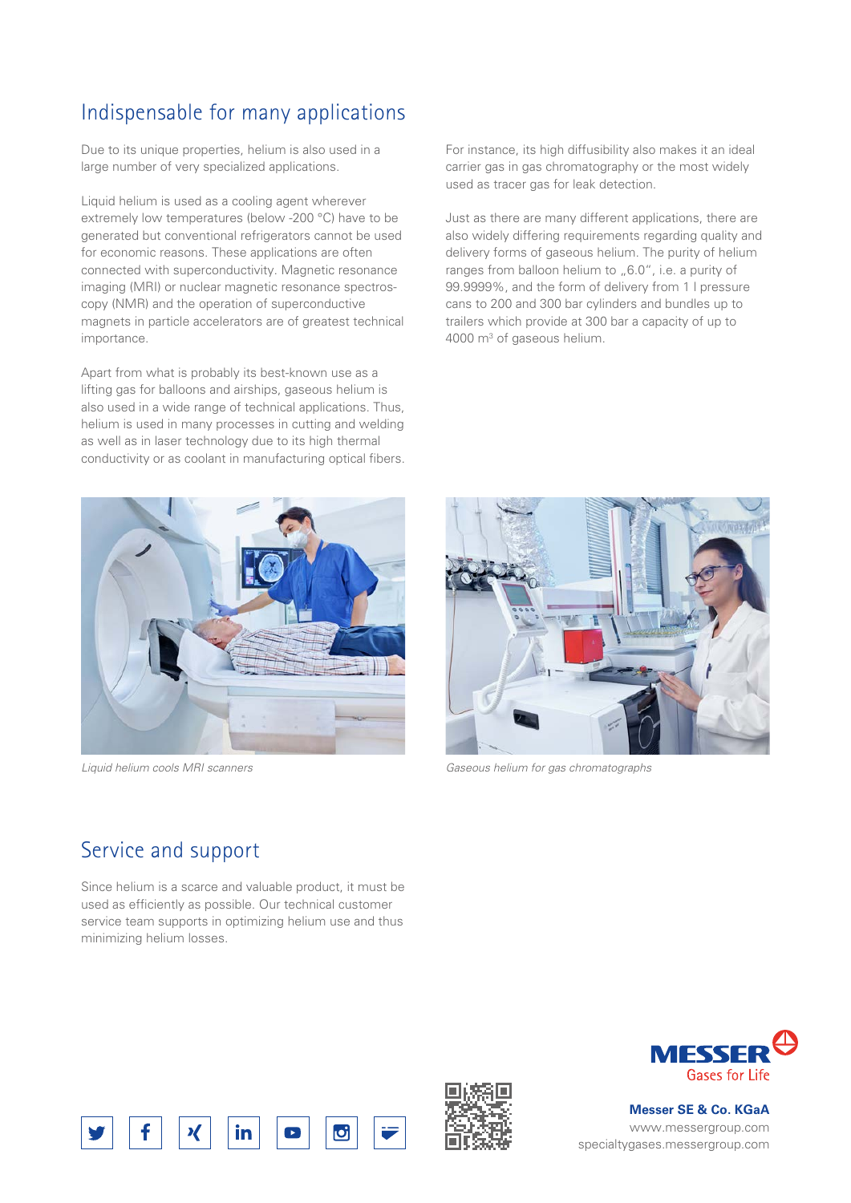## Indispensable for many applications

Due to its unique properties, helium is also used in a large number of very specialized applications.

Liquid helium is used as a cooling agent wherever extremely low temperatures (below -200 °C) have to be generated but conventional refrigerators cannot be used for economic reasons. These applications are often connected with superconductivity. Magnetic resonance imaging (MRI) or nuclear magnetic resonance spectroscopy (NMR) and the operation of superconductive magnets in particle accelerators are of greatest technical importance.

Apart from what is probably its best-known use as a lifting gas for balloons and airships, gaseous helium is also used in a wide range of technical applications. Thus, helium is used in many processes in cutting and welding as well as in laser technology due to its high thermal conductivity or as coolant in manufacturing optical fibers.

For instance, its high diffusibility also makes it an ideal carrier gas in gas chromatography or the most widely used as tracer gas for leak detection.

Just as there are many different applications, there are also widely differing requirements regarding quality and delivery forms of gaseous helium. The purity of helium ranges from balloon helium to „6.0", i.e. a purity of 99.9999%, and the form of delivery from 1 l pressure cans to 200 and 300 bar cylinders and bundles up to trailers which provide at 300 bar a capacity of up to 4000 m³ of gaseous helium.

*Liquid helium cools MRI scanners*

*Gaseous helium for gas chromatographs*

## Service and support

Since helium is a scarce and valuable product, it must be used as efficiently as possible. Our technical customer service team supports in optimizing helium use and thus minimizing helium losses.

MESSER
Gases for Life

**Messer SE & Co. KGaA**
www.messergroup.com
specialtygases.messergroup.com